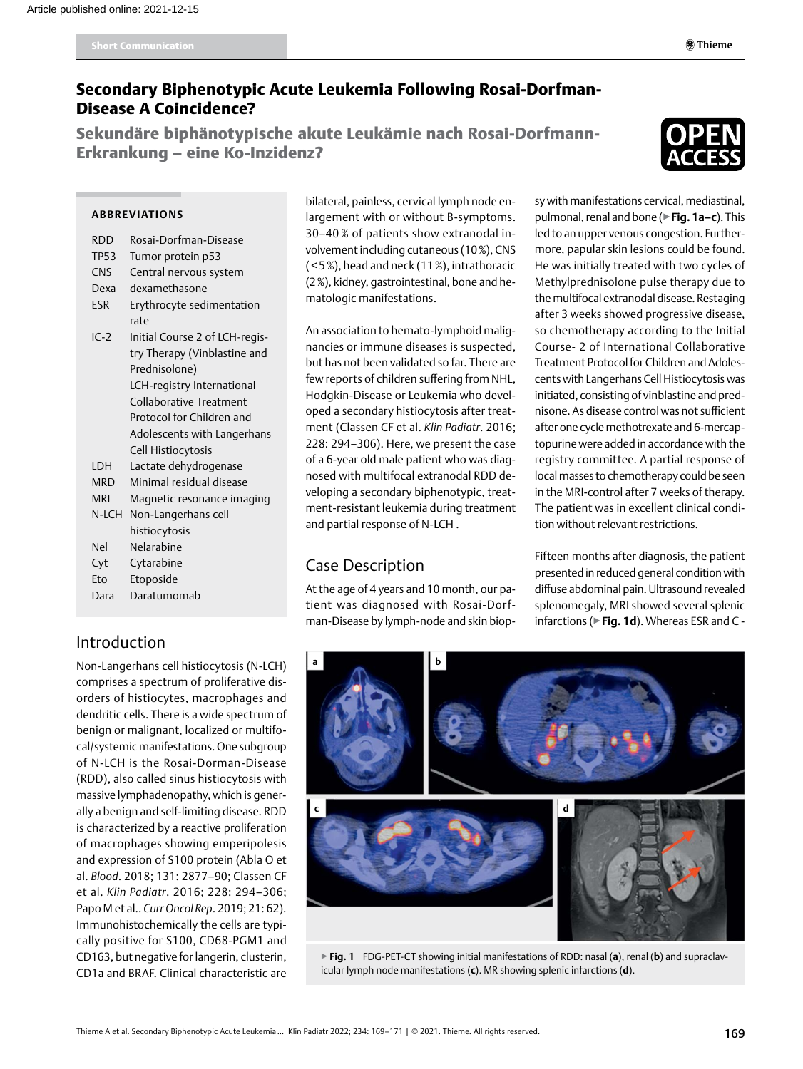Short Communication

# Secondary Biphenotypic Acute Leukemia Following Rosai-Dorfman-Disease A Coincidence?

## Sekundäre biphänotypische akute Leukämie nach Rosai-Dorfmann-Erkrankung – eine Ko-Inzidenz?

### ABBREVIATIONS

| | |
|---|---|
| RDD | Rosai-Dorfman-Disease |
| TP53 | Tumor protein p53 |
| CNS | Central nervous system |
| Dexa | dexamethasone |
| ESR | Erythrocyte sedimentation rate |
| IC-2 | Initial Course 2 of LCH-registry Therapy (Vinblastine and Prednisolone) LCH-registry International Collaborative Treatment Protocol for Children and Adolescents with Langerhans Cell Histiocytosis |
| LDH | Lactate dehydrogenase |
| MRD | Minimal residual disease |
| MRI | Magnetic resonance imaging |
| N-LCH | Non-Langerhans cell histiocytosis |
| Nel | Nelarabine |
| Cyt | Cytarabine |
| Eto | Etoposide |
| Dara | Daratumomab |

## Introduction

Non-Langerhans cell histiocytosis (N-LCH) comprises a spectrum of proliferative disorders of histiocytes, macrophages and dendritic cells. There is a wide spectrum of benign or malignant, localized or multifocal/systemic manifestations. One subgroup of N-LCH is the Rosai-Dorman-Disease (RDD), also called sinus histiocytosis with massive lymphadenopathy, which is generally a benign and self-limiting disease. RDD is characterized by a reactive proliferation of macrophages showing emperipolesis and expression of S100 protein (Abla O et al. *Blood*. 2018; 131: 2877–90; Classen CF et al. *Klin Padiatr*. 2016; 228: 294–306; Papo M et al.. *Curr Oncol Rep*. 2019; 21: 62). Immunohistochemically the cells are typically positive for S100, CD68-PGM1 and CD163, but negative for langerin, clusterin, CD1a and BRAF. Clinical characteristic are bilateral, painless, cervical lymph node enlargement with or without B-symptoms. 30–40 % of patients show extranodal involvement including cutaneous (10 %), CNS (< 5 %), head and neck (11 %), intrathoracic (2 %), kidney, gastrointestinal, bone and hematologic manifestations.

An association to hemato-lymphoid malignancies or immune diseases is suspected, but has not been validated so far. There are few reports of children suffering from NHL, Hodgkin-Disease or Leukemia who developed a secondary histiocytosis after treatment (Classen CF et al. *Klin Padiatr*. 2016; 228: 294–306). Here, we present the case of a 6-year old male patient who was diagnosed with multifocal extranodal RDD developing a secondary biphenotypic, treatment-resistant leukemia during treatment and partial response of N-LCH .

## Case Description

At the age of 4 years and 10 month, our patient was diagnosed with Rosai-Dorfman-Disease by lymph-node and skin biopsy with manifestations cervical, mediastinal, pulmonal, renal and bone (▶ **Fig. 1a–c**). This led to an upper venous congestion. Furthermore, papular skin lesions could be found. He was initially treated with two cycles of Methylprednisolone pulse therapy due to the multifocal extranodal disease. Restaging after 3 weeks showed progressive disease, so chemotherapy according to the Initial Course- 2 of International Collaborative Treatment Protocol for Children and Adolescents with Langerhans Cell Histiocytosis was initiated, consisting of vinblastine and prednisone. As disease control was not sufficient after one cycle methotrexate and 6-mercaptopurine were added in accordance with the registry committee. A partial response of local masses to chemotherapy could be seen in the MRI-control after 7 weeks of therapy. The patient was in excellent clinical condition without relevant restrictions.

Fifteen months after diagnosis, the patient presented in reduced general condition with diffuse abdominal pain. Ultrasound revealed splenomegaly, MRI showed several splenic infarctions (▶ **Fig. 1d**). Whereas ESR and C -

▶ **Fig. 1** FDG-PET-CT showing initial manifestations of RDD: nasal (**a**), renal (**b**) and supraclavicular lymph node manifestations (**c**). MR showing splenic infarctions (**d**).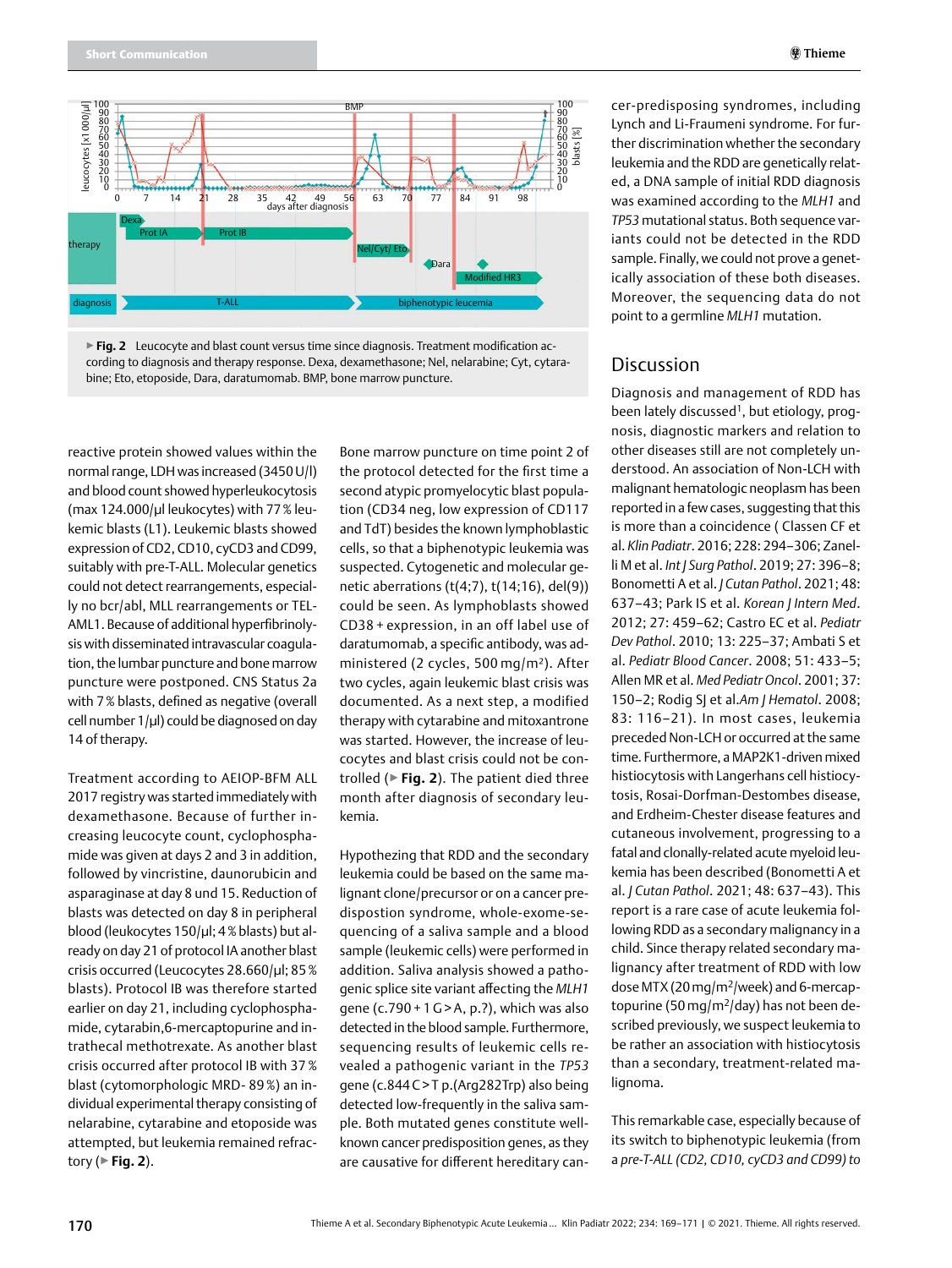▶ **Fig. 2** Leucocyte and blast count versus time since diagnosis. Treatment modification according to diagnosis and therapy response. Dexa, dexamethasone; Nel, nelarabine; Cyt, cytarabine; Eto, etoposide, Dara, daratumomab. BMP, bone marrow puncture.

reactive protein showed values within the normal range, LDH was increased (3450 U/l) and blood count showed hyperleukocytosis (max 124.000/µl leukocytes) with 77 % leukemic blasts (L1). Leukemic blasts showed expression of CD2, CD10, cyCD3 and CD99, suitably with pre-T-ALL. Molecular genetics could not detect rearrangements, especially no bcr/abl, MLL rearrangements or TEL-AML1. Because of additional hyperfibrinolysis with disseminated intravascular coagulation, the lumbar puncture and bone marrow puncture were postponed. CNS Status 2a with 7 % blasts, defined as negative (overall cell number 1/µl) could be diagnosed on day 14 of therapy.

Treatment according to AEIOP-BFM ALL 2017 registry was started immediately with dexamethasone. Because of further increasing leucocyte count, cyclophosphamide was given at days 2 and 3 in addition, followed by vincristine, daunorubicin and asparaginase at day 8 und 15. Reduction of blasts was detected on day 8 in peripheral blood (leukocytes 150/µl; 4 % blasts) but already on day 21 of protocol IA another blast crisis occurred (Leucocytes 28.660/µl; 85 % blasts). Protocol IB was therefore started earlier on day 21, including cyclophosphamide, cytarabin,6-mercaptopurine and intrathecal methotrexate. As another blast crisis occurred after protocol IB with 37 % blast (cytomorphologic MRD- 89 %) an individual experimental therapy consisting of nelarabine, cytarabine and etoposide was attempted, but leukemia remained refractory (▶ **Fig. 2**).

Bone marrow puncture on time point 2 of the protocol detected for the first time a second atypic promyelocytic blast population (CD34 neg, low expression of CD117 and TdT) besides the known lymphoblastic cells, so that a biphenotypic leukemia was suspected. Cytogenetic and molecular genetic aberrations (t(4;7), t(14;16), del(9)) could be seen. As lymphoblasts showed CD38 + expression, in an off label use of daratumomab, a specific antibody, was administered (2 cycles, 500 mg/m²). After two cycles, again leukemic blast crisis was documented. As a next step, a modified therapy with cytarabine and mitoxantrone was started. However, the increase of leucocytes and blast crisis could not be controlled (▶ **Fig. 2**). The patient died three month after diagnosis of secondary leukemia.

Hypothezing that RDD and the secondary leukemia could be based on the same malignant clone/precursor or on a cancer predispostion syndrome, whole-exome-sequencing of a saliva sample and a blood sample (leukemic cells) were performed in addition. Saliva analysis showed a pathogenic splice site variant affecting the *MLH1* gene (c.790 + 1 G > A, p.?), which was also detected in the blood sample. Furthermore, sequencing results of leukemic cells revealed a pathogenic variant in the *TP53* gene (c.844 C > T p.(Arg282Trp) also being detected low-frequently in the saliva sample. Both mutated genes constitute well-known cancer predisposition genes, as they are causative for different hereditary cancer-predisposing syndromes, including Lynch and Li-Fraumeni syndrome. For further discrimination whether the secondary leukemia and the RDD are genetically related, a DNA sample of initial RDD diagnosis was examined according to the *MLH1* and *TP53* mutational status. Both sequence variants could not be detected in the RDD sample. Finally, we could not prove a genetically association of these both diseases. Moreover, the sequencing data do not point to a germline *MLH1* mutation.

## Discussion

Diagnosis and management of RDD has been lately discussed[1], but etiology, prognosis, diagnostic markers and relation to other diseases still are not completely understood. An association of Non-LCH with malignant hematologic neoplasm has been reported in a few cases, suggesting that this is more than a coincidence ( Classen CF et al. *Klin Padiatr*. 2016; 228: 294–306; Zanelli M et al. *Int J Surg Pathol*. 2019; 27: 396–8; Bonometti A et al. *J Cutan Pathol*. 2021; 48: 637–43; Park IS et al. *Korean J Intern Med*. 2012; 27: 459–62; Castro EC et al. *Pediatr Dev Pathol*. 2010; 13: 225–37; Ambati S et al. *Pediatr Blood Cancer*. 2008; 51: 433–5; Allen MR et al. *Med Pediatr Oncol*. 2001; 37: 150–2; Rodig SJ et al.*Am J Hematol*. 2008; 83: 116–21). In most cases, leukemia preceded Non-LCH or occurred at the same time. Furthermore, a MAP2K1-driven mixed histiocytosis with Langerhans cell histiocytosis, Rosai-Dorfman-Destombes disease, and Erdheim-Chester disease features and cutaneous involvement, progressing to a fatal and clonally-related acute myeloid leukemia has been described (Bonometti A et al. *J Cutan Pathol*. 2021; 48: 637–43). This report is a rare case of acute leukemia following RDD as a secondary malignancy in a child. Since therapy related secondary malignancy after treatment of RDD with low dose MTX (20 mg/m²/week) and 6-mercaptopurine (50 mg/m²/day) has not been described previously, we suspect leukemia to be rather an association with histiocytosis than a secondary, treatment-related malignoma.

This remarkable case, especially because of its switch to biphenotypic leukemia (from *a pre-T-ALL (CD2, CD10, cyCD3 and CD99) to*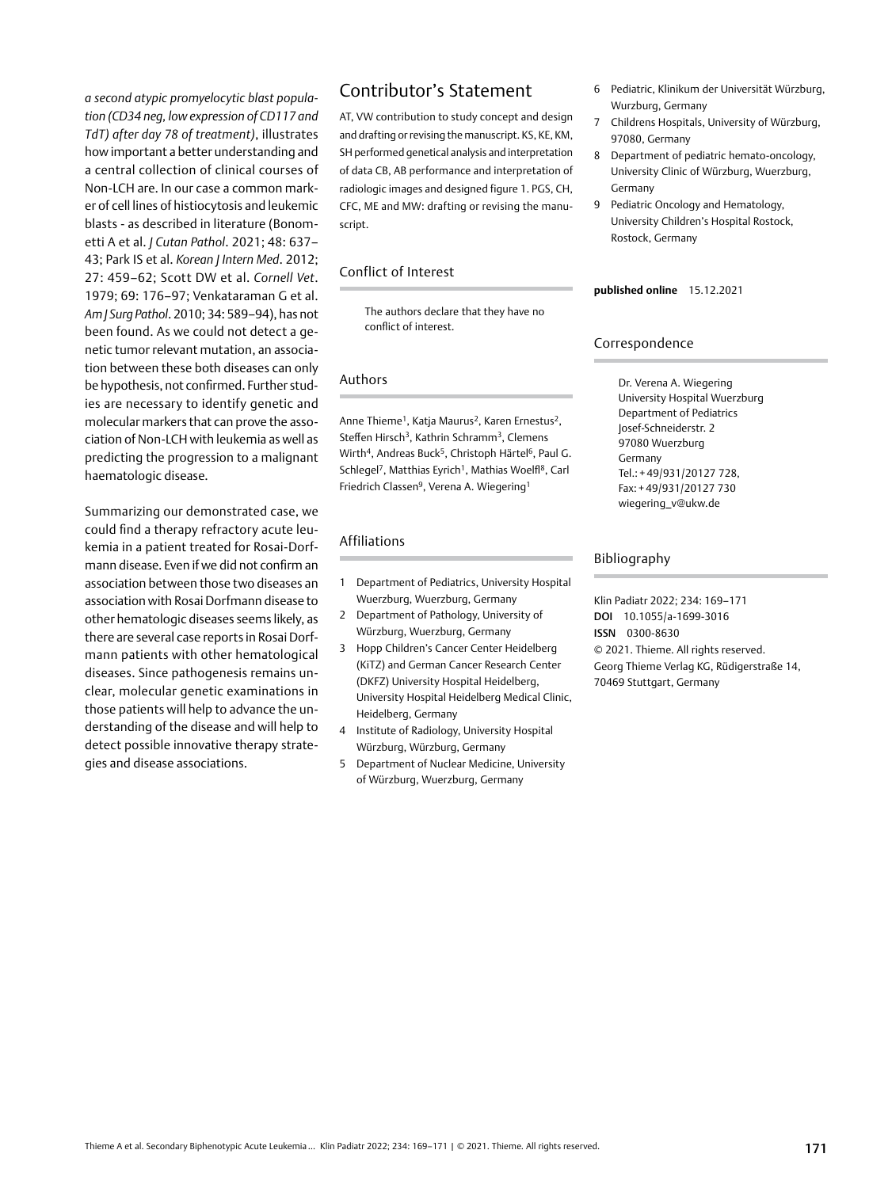*a second atypic promyelocytic blast population (CD34 neg, low expression of CD117 and TdT) after day 78 of treatment)*, illustrates how important a better understanding and a central collection of clinical courses of Non-LCH are. In our case a common marker of cell lines of histiocytosis and leukemic blasts - as described in literature (Bonometti A et al. *J Cutan Pathol*. 2021; 48: 637–43; Park IS et al. *Korean J Intern Med*. 2012; 27: 459–62; Scott DW et al. *Cornell Vet*. 1979; 69: 176–97; Venkataraman G et al. *Am J Surg Pathol*. 2010; 34: 589–94), has not been found. As we could not detect a genetic tumor relevant mutation, an association between these both diseases can only be hypothesis, not confirmed. Further studies are necessary to identify genetic and molecular markers that can prove the association of Non-LCH with leukemia as well as predicting the progression to a malignant haematologic disease.

Summarizing our demonstrated case, we could find a therapy refractory acute leukemia in a patient treated for Rosai-Dorfmann disease. Even if we did not confirm an association between those two diseases an association with Rosai Dorfmann disease to other hematologic diseases seems likely, as there are several case reports in Rosai Dorfmann patients with other hematological diseases. Since pathogenesis remains unclear, molecular genetic examinations in those patients will help to advance the understanding of the disease and will help to detect possible innovative therapy strategies and disease associations.

## Contributor's Statement

AT, VW contribution to study concept and design and drafting or revising the manuscript. KS, KE, KM, SH performed genetical analysis and interpretation of data CB, AB performance and interpretation of radiologic images and designed figure 1. PGS, CH, CFC, ME and MW: drafting or revising the manuscript.

### Conflict of Interest

The authors declare that they have no conflict of interest.

### Authors

Anne Thieme[1], Katja Maurus[2], Karen Ernestus[2], Steffen Hirsch[3], Kathrin Schramm[3], Clemens Wirth[4], Andreas Buck[5], Christoph Härtel[6], Paul G. Schlegel[7], Matthias Eyrich[1], Mathias Woelfl[8], Carl Friedrich Classen[9], Verena A. Wiegering[1]

### Affiliations

1. Department of Pediatrics, University Hospital Wuerzburg, Wuerzburg, Germany
2. Department of Pathology, University of Würzburg, Wuerzburg, Germany
3. Hopp Children's Cancer Center Heidelberg (KiTZ) and German Cancer Research Center (DKFZ) University Hospital Heidelberg, University Hospital Heidelberg Medical Clinic, Heidelberg, Germany
4. Institute of Radiology, University Hospital Würzburg, Würzburg, Germany
5. Department of Nuclear Medicine, University of Würzburg, Wuerzburg, Germany
6. Pediatric, Klinikum der Universität Würzburg, Wurzburg, Germany
7. Childrens Hospitals, University of Würzburg, 97080, Germany
8. Department of pediatric hemato-oncology, University Clinic of Würzburg, Wuerzburg, Germany
9. Pediatric Oncology and Hematology, University Children's Hospital Rostock, Rostock, Germany

**published online** 15.12.2021

### Correspondence

Dr. Verena A. Wiegering
University Hospital Wuerzburg
Department of Pediatrics
Josef-Schneiderstr. 2
97080 Wuerzburg
Germany
Tel.: + 49/931/20127 728,
Fax: + 49/931/20127 730
wiegering_v@ukw.de

### Bibliography

Klin Padiatr 2022; 234: 169–171
**DOI** 10.1055/a-1699-3016
**ISSN** 0300-8630
© 2021. Thieme. All rights reserved.
Georg Thieme Verlag KG, Rüdigerstraße 14, 70469 Stuttgart, Germany